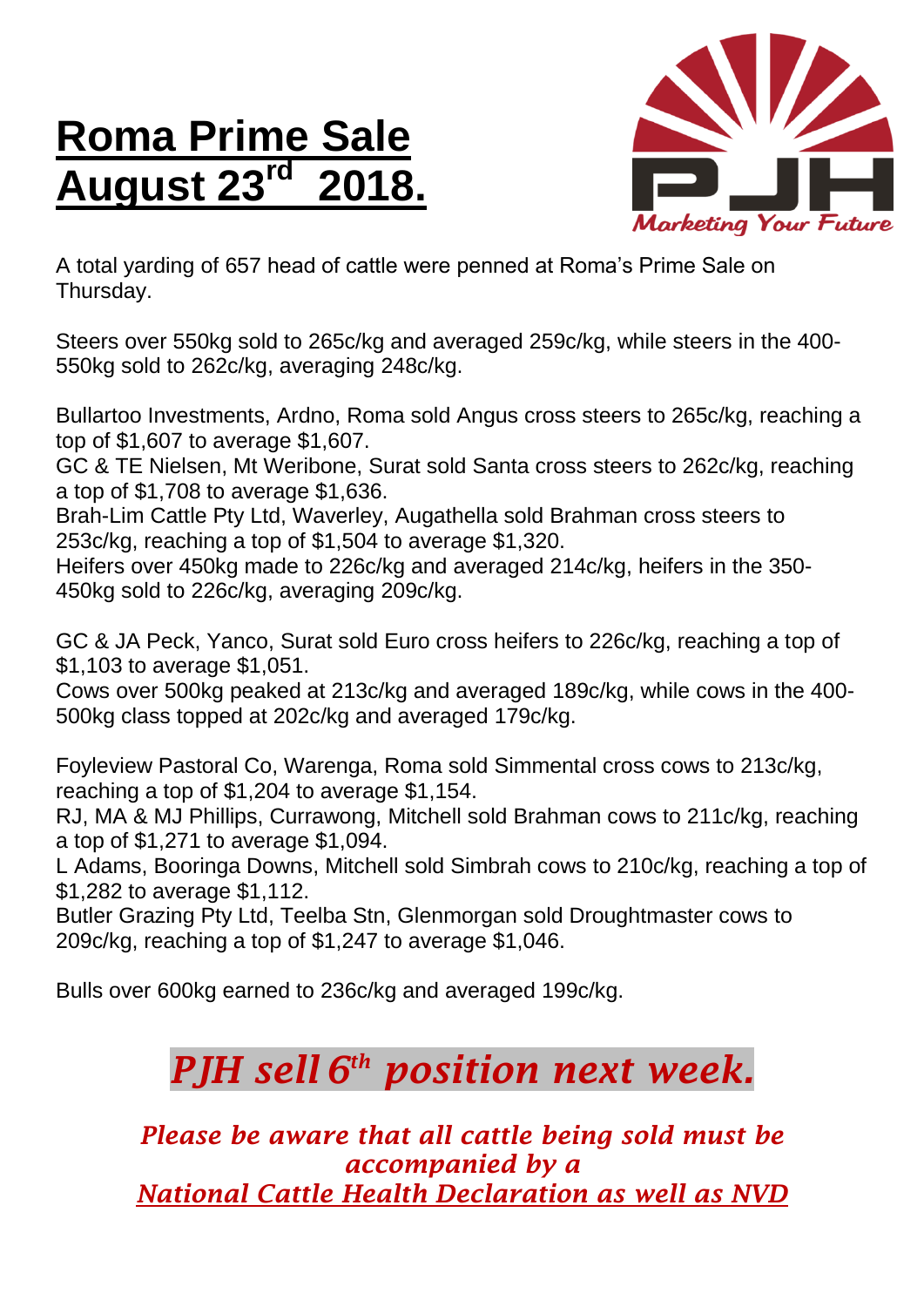# Roma Prime Sale August 23rd 2018.

A total yarding of 657 head of cattle were penned at Roma's Prime Sale on Thursday.

Steers over 550kg sold to 265c/kg and averaged 259c/kg, while steers in the 400-550kg sold to 262c/kg, averaging 248c/kg.

Bullartoo Investments, Ardno, Roma sold Angus cross steers to 265c/kg, reaching a top of $1,607 to average $1,607.
GC & TE Nielsen, Mt Weribone, Surat sold Santa cross steers to 262c/kg, reaching a top of $1,708 to average $1,636.
Brah-Lim Cattle Pty Ltd, Waverley, Augathella sold Brahman cross steers to 253c/kg, reaching a top of $1,504 to average $1,320.
Heifers over 450kg made to 226c/kg and averaged 214c/kg, heifers in the 350-450kg sold to 226c/kg, averaging 209c/kg.

GC & JA Peck, Yanco, Surat sold Euro cross heifers to 226c/kg, reaching a top of $1,103 to average $1,051.
Cows over 500kg peaked at 213c/kg and averaged 189c/kg, while cows in the 400-500kg class topped at 202c/kg and averaged 179c/kg.

Foyleview Pastoral Co, Warenga, Roma sold Simmental cross cows to 213c/kg, reaching a top of $1,204 to average $1,154.
RJ, MA & MJ Phillips, Currawong, Mitchell sold Brahman cows to 211c/kg, reaching a top of $1,271 to average $1,094.
L Adams, Booringa Downs, Mitchell sold Simbrah cows to 210c/kg, reaching a top of $1,282 to average $1,112.
Butler Grazing Pty Ltd, Teelba Stn, Glenmorgan sold Droughtmaster cows to 209c/kg, reaching a top of $1,247 to average $1,046.

Bulls over 600kg earned to 236c/kg and averaged 199c/kg.

## *PJH sell 6th position next week.*

*Please be aware that all cattle being sold must be accompanied by a National Cattle Health Declaration as well as NVD*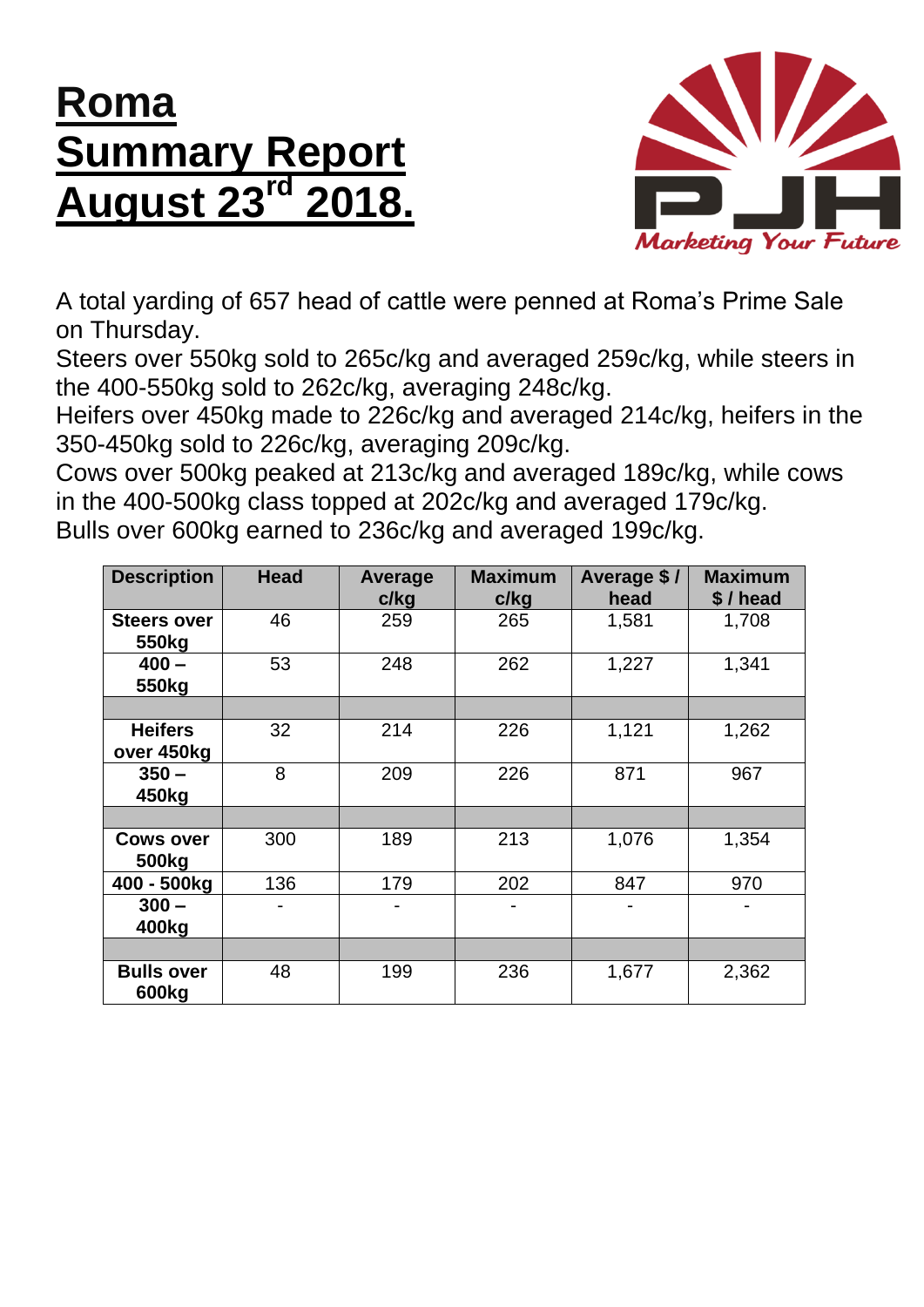# Roma Summary Report August 23rd 2018.

Marketing Your Future

A total yarding of 657 head of cattle were penned at Roma's Prime Sale on Thursday.

Steers over 550kg sold to 265c/kg and averaged 259c/kg, while steers in the 400-550kg sold to 262c/kg, averaging 248c/kg.

Heifers over 450kg made to 226c/kg and averaged 214c/kg, heifers in the 350-450kg sold to 226c/kg, averaging 209c/kg.

Cows over 500kg peaked at 213c/kg and averaged 189c/kg, while cows in the 400-500kg class topped at 202c/kg and averaged 179c/kg.

Bulls over 600kg earned to 236c/kg and averaged 199c/kg.

| Description | Head | Average c/kg | Maximum c/kg | Average $ / head | Maximum $ / head |
|---|---|---|---|---|---|
| **Steers over 550kg** | 46 | 259 | 265 | 1,581 | 1,708 |
| **400 – 550kg** | 53 | 248 | 262 | 1,227 | 1,341 |
| | | | | | |
| **Heifers over 450kg** | 32 | 214 | 226 | 1,121 | 1,262 |
| **350 – 450kg** | 8 | 209 | 226 | 871 | 967 |
| | | | | | |
| **Cows over 500kg** | 300 | 189 | 213 | 1,076 | 1,354 |
| **400 - 500kg** | 136 | 179 | 202 | 847 | 970 |
| **300 – 400kg** | - | - | - | - | - |
| | | | | | |
| **Bulls over 600kg** | 48 | 199 | 236 | 1,677 | 2,362 |